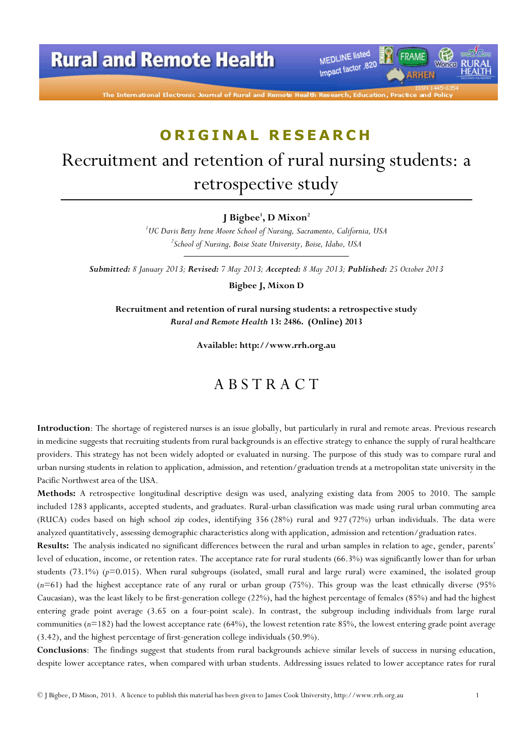ORIGINAL RESEARCH

# Recruitment and retention of rural nursing students: a retrospective study

**J Bigbee[1], D Mixon[2]**

[1]*UC Davis Betty Irene Moore School of Nursing, Sacramento, California, USA*
[2]*School of Nursing, Boise State University, Boise, Idaho, USA*

***Submitted:*** *8 January 2013;* ***Revised:*** *7 May 2013;* ***Accepted:*** *8 May 2013;* ***Published:*** *25 October 2013*

**Bigbee J, Mixon D**

**Recruitment and retention of rural nursing students: a retrospective study**
***Rural and Remote Health*** **13: 2486. (Online) 2013**

**Available: http://www.rrh.org.au**

## ABSTRACT

**Introduction**: The shortage of registered nurses is an issue globally, but particularly in rural and remote areas. Previous research in medicine suggests that recruiting students from rural backgrounds is an effective strategy to enhance the supply of rural healthcare providers. This strategy has not been widely adopted or evaluated in nursing. The purpose of this study was to compare rural and urban nursing students in relation to application, admission, and retention/graduation trends at a metropolitan state university in the Pacific Northwest area of the USA.

**Methods:** A retrospective longitudinal descriptive design was used, analyzing existing data from 2005 to 2010. The sample included 1283 applicants, accepted students, and graduates. Rural-urban classification was made using rural urban commuting area (RUCA) codes based on high school zip codes, identifying 356 (28%) rural and 927 (72%) urban individuals. The data were analyzed quantitatively, assessing demographic characteristics along with application, admission and retention/graduation rates.

**Results:** The analysis indicated no significant differences between the rural and urban samples in relation to age, gender, parents' level of education, income, or retention rates. The acceptance rate for rural students (66.3%) was significantly lower than for urban students (73.1%) ($p$=0.015). When rural subgroups (isolated, small rural and large rural) were examined, the isolated group ($n$=61) had the highest acceptance rate of any rural or urban group (75%). This group was the least ethnically diverse (95% Caucasian), was the least likely to be first-generation college (22%), had the highest percentage of females (85%) and had the highest entering grade point average (3.65 on a four-point scale). In contrast, the subgroup including individuals from large rural communities ($n$=182) had the lowest acceptance rate (64%), the lowest retention rate 85%, the lowest entering grade point average (3.42), and the highest percentage of first-generation college individuals (50.9%).

**Conclusions**: The findings suggest that students from rural backgrounds achieve similar levels of success in nursing education, despite lower acceptance rates, when compared with urban students. Addressing issues related to lower acceptance rates for rural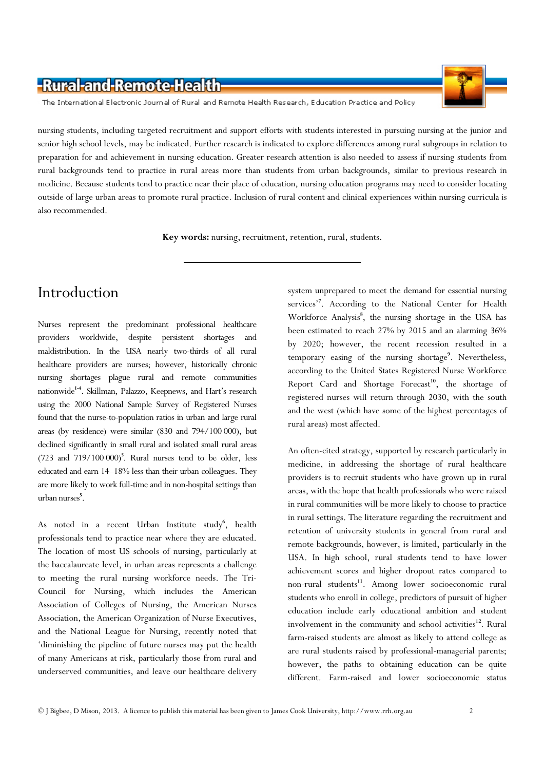nursing students, including targeted recruitment and support efforts with students interested in pursuing nursing at the junior and senior high school levels, may be indicated. Further research is indicated to explore differences among rural subgroups in relation to preparation for and achievement in nursing education. Greater research attention is also needed to assess if nursing students from rural backgrounds tend to practice in rural areas more than students from urban backgrounds, similar to previous research in medicine. Because students tend to practice near their place of education, nursing education programs may need to consider locating outside of large urban areas to promote rural practice. Inclusion of rural content and clinical experiences within nursing curricula is also recommended.

**Key words:** nursing, recruitment, retention, rural, students.

## Introduction

Nurses represent the predominant professional healthcare providers worldwide, despite persistent shortages and maldistribution. In the USA nearly two-thirds of all rural healthcare providers are nurses; however, historically chronic nursing shortages plague rural and remote communities nationwide[1-4]. Skillman, Palazzo, Keepnews, and Hart's research using the 2000 National Sample Survey of Registered Nurses found that the nurse-to-population ratios in urban and large rural areas (by residence) were similar (830 and 794/100 000), but declined significantly in small rural and isolated small rural areas (723 and 719/100 000)[5]. Rural nurses tend to be older, less educated and earn 14–18% less than their urban colleagues. They are more likely to work full-time and in non-hospital settings than urban nurses[5].

As noted in a recent Urban Institute study[6], health professionals tend to practice near where they are educated. The location of most US schools of nursing, particularly at the baccalaureate level, in urban areas represents a challenge to meeting the rural nursing workforce needs. The Tri-Council for Nursing, which includes the American Association of Colleges of Nursing, the American Nurses Association, the American Organization of Nurse Executives, and the National League for Nursing, recently noted that 'diminishing the pipeline of future nurses may put the health of many Americans at risk, particularly those from rural and underserved communities, and leave our healthcare delivery system unprepared to meet the demand for essential nursing services'[7]. According to the National Center for Health Workforce Analysis[8], the nursing shortage in the USA has been estimated to reach 27% by 2015 and an alarming 36% by 2020; however, the recent recession resulted in a temporary easing of the nursing shortage[9]. Nevertheless, according to the United States Registered Nurse Workforce Report Card and Shortage Forecast[10], the shortage of registered nurses will return through 2030, with the south and the west (which have some of the highest percentages of rural areas) most affected.

An often-cited strategy, supported by research particularly in medicine, in addressing the shortage of rural healthcare providers is to recruit students who have grown up in rural areas, with the hope that health professionals who were raised in rural communities will be more likely to choose to practice in rural settings. The literature regarding the recruitment and retention of university students in general from rural and remote backgrounds, however, is limited, particularly in the USA. In high school, rural students tend to have lower achievement scores and higher dropout rates compared to non-rural students[11]. Among lower socioeconomic rural students who enroll in college, predictors of pursuit of higher education include early educational ambition and student involvement in the community and school activities[12]. Rural farm-raised students are almost as likely to attend college as are rural students raised by professional-managerial parents; however, the paths to obtaining education can be quite different. Farm-raised and lower socioeconomic status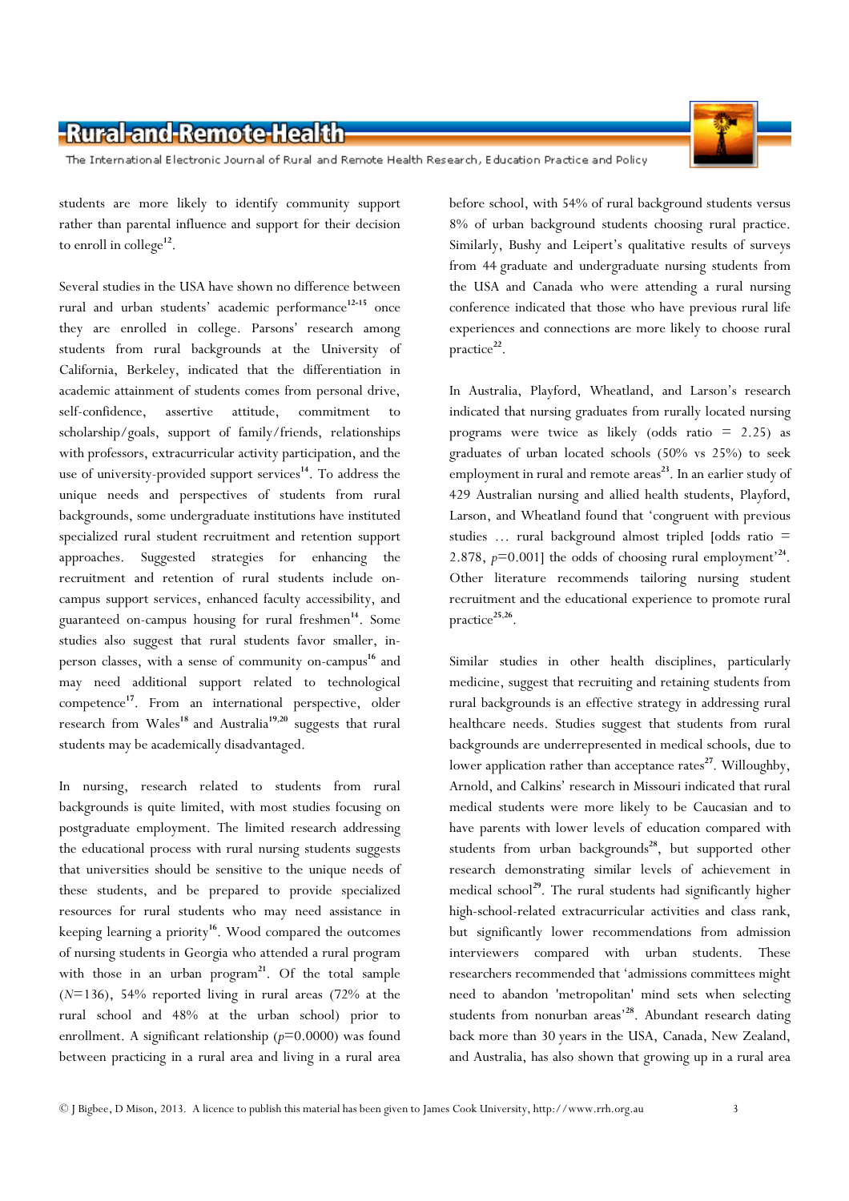students are more likely to identify community support rather than parental influence and support for their decision to enroll in college[12].

Several studies in the USA have shown no difference between rural and urban students' academic performance[12-15] once they are enrolled in college. Parsons' research among students from rural backgrounds at the University of California, Berkeley, indicated that the differentiation in academic attainment of students comes from personal drive, self-confidence, assertive attitude, commitment to scholarship/goals, support of family/friends, relationships with professors, extracurricular activity participation, and the use of university-provided support services[14]. To address the unique needs and perspectives of students from rural backgrounds, some undergraduate institutions have instituted specialized rural student recruitment and retention support approaches. Suggested strategies for enhancing the recruitment and retention of rural students include on-campus support services, enhanced faculty accessibility, and guaranteed on-campus housing for rural freshmen[14]. Some studies also suggest that rural students favor smaller, in-person classes, with a sense of community on-campus[16] and may need additional support related to technological competence[17]. From an international perspective, older research from Wales[18] and Australia[19,20] suggests that rural students may be academically disadvantaged.

In nursing, research related to students from rural backgrounds is quite limited, with most studies focusing on postgraduate employment. The limited research addressing the educational process with rural nursing students suggests that universities should be sensitive to the unique needs of these students, and be prepared to provide specialized resources for rural students who may need assistance in keeping learning a priority[16]. Wood compared the outcomes of nursing students in Georgia who attended a rural program with those in an urban program[21]. Of the total sample ($N$=136), 54% reported living in rural areas (72% at the rural school and 48% at the urban school) prior to enrollment. A significant relationship ($p$=0.0000) was found between practicing in a rural area and living in a rural area before school, with 54% of rural background students versus 8% of urban background students choosing rural practice. Similarly, Bushy and Leipert's qualitative results of surveys from 44 graduate and undergraduate nursing students from the USA and Canada who were attending a rural nursing conference indicated that those who have previous rural life experiences and connections are more likely to choose rural practice[22].

In Australia, Playford, Wheatland, and Larson's research indicated that nursing graduates from rurally located nursing programs were twice as likely (odds ratio = 2.25) as graduates of urban located schools (50% vs 25%) to seek employment in rural and remote areas[23]. In an earlier study of 429 Australian nursing and allied health students, Playford, Larson, and Wheatland found that 'congruent with previous studies … rural background almost tripled [odds ratio = 2.878, $p$=0.001] the odds of choosing rural employment'[24]. Other literature recommends tailoring nursing student recruitment and the educational experience to promote rural practice[25,26].

Similar studies in other health disciplines, particularly medicine, suggest that recruiting and retaining students from rural backgrounds is an effective strategy in addressing rural healthcare needs. Studies suggest that students from rural backgrounds are underrepresented in medical schools, due to lower application rather than acceptance rates[27]. Willoughby, Arnold, and Calkins' research in Missouri indicated that rural medical students were more likely to be Caucasian and to have parents with lower levels of education compared with students from urban backgrounds[28], but supported other research demonstrating similar levels of achievement in medical school[29]. The rural students had significantly higher high-school-related extracurricular activities and class rank, but significantly lower recommendations from admission interviewers compared with urban students. These researchers recommended that 'admissions committees might need to abandon 'metropolitan' mind sets when selecting students from nonurban areas'[28]. Abundant research dating back more than 30 years in the USA, Canada, New Zealand, and Australia, has also shown that growing up in a rural area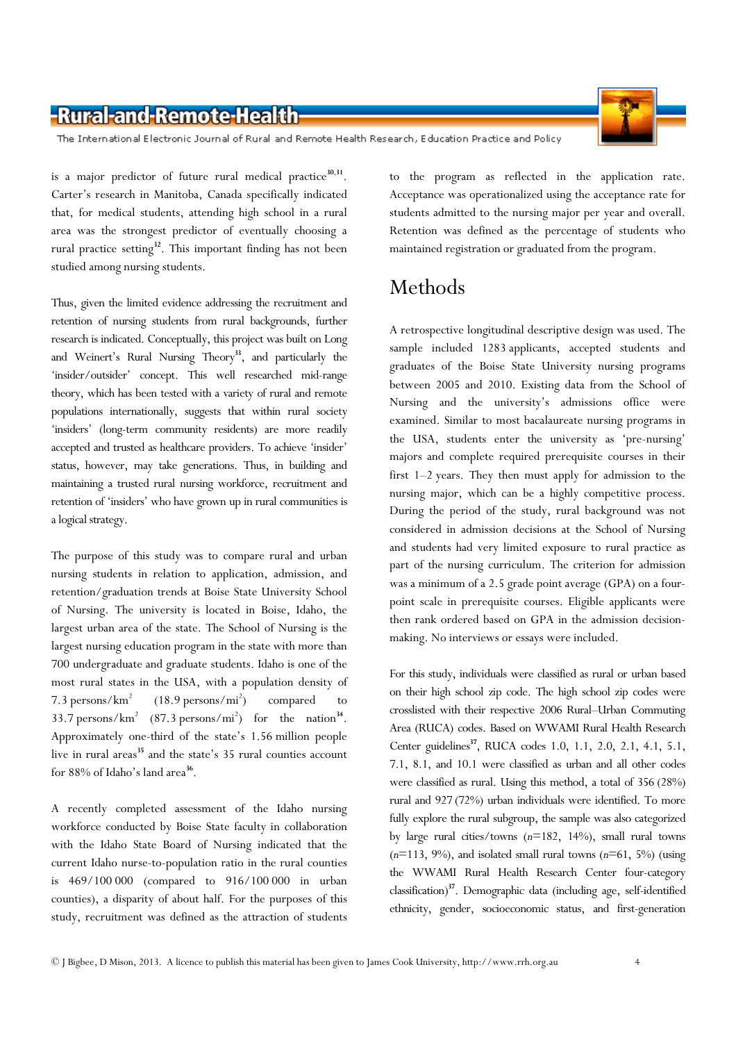is a major predictor of future rural medical practice[30,31]. Carter's research in Manitoba, Canada specifically indicated that, for medical students, attending high school in a rural area was the strongest predictor of eventually choosing a rural practice setting[32]. This important finding has not been studied among nursing students.

Thus, given the limited evidence addressing the recruitment and retention of nursing students from rural backgrounds, further research is indicated. Conceptually, this project was built on Long and Weinert's Rural Nursing Theory[33], and particularly the 'insider/outsider' concept. This well researched mid-range theory, which has been tested with a variety of rural and remote populations internationally, suggests that within rural society 'insiders' (long-term community residents) are more readily accepted and trusted as healthcare providers. To achieve 'insider' status, however, may take generations. Thus, in building and maintaining a trusted rural nursing workforce, recruitment and retention of 'insiders' who have grown up in rural communities is a logical strategy.

The purpose of this study was to compare rural and urban nursing students in relation to application, admission, and retention/graduation trends at Boise State University School of Nursing. The university is located in Boise, Idaho, the largest urban area of the state. The School of Nursing is the largest nursing education program in the state with more than 700 undergraduate and graduate students. Idaho is one of the most rural states in the USA, with a population density of 7.3 persons/km$^2$ (18.9 persons/mi$^2$) compared to 33.7 persons/km$^2$ (87.3 persons/mi$^2$) for the nation[34]. Approximately one-third of the state's 1.56 million people live in rural areas[35] and the state's 35 rural counties account for 88% of Idaho's land area[36].

A recently completed assessment of the Idaho nursing workforce conducted by Boise State faculty in collaboration with the Idaho State Board of Nursing indicated that the current Idaho nurse-to-population ratio in the rural counties is 469/100 000 (compared to 916/100 000 in urban counties), a disparity of about half. For the purposes of this study, recruitment was defined as the attraction of students to the program as reflected in the application rate. Acceptance was operationalized using the acceptance rate for students admitted to the nursing major per year and overall. Retention was defined as the percentage of students who maintained registration or graduated from the program.

# Methods

A retrospective longitudinal descriptive design was used. The sample included 1283 applicants, accepted students and graduates of the Boise State University nursing programs between 2005 and 2010. Existing data from the School of Nursing and the university's admissions office were examined. Similar to most bacalaureate nursing programs in the USA, students enter the university as 'pre-nursing' majors and complete required prerequisite courses in their first 1–2 years. They then must apply for admission to the nursing major, which can be a highly competitive process. During the period of the study, rural background was not considered in admission decisions at the School of Nursing and students had very limited exposure to rural practice as part of the nursing curriculum. The criterion for admission was a minimum of a 2.5 grade point average (GPA) on a four-point scale in prerequisite courses. Eligible applicants were then rank ordered based on GPA in the admission decision-making. No interviews or essays were included.

For this study, individuals were classified as rural or urban based on their high school zip code. The high school zip codes were crosslisted with their respective 2006 Rural–Urban Commuting Area (RUCA) codes. Based on WWAMI Rural Health Research Center guidelines[37], RUCA codes 1.0, 1.1, 2.0, 2.1, 4.1, 5.1, 7.1, 8.1, and 10.1 were classified as urban and all other codes were classified as rural. Using this method, a total of 356 (28%) rural and 927 (72%) urban individuals were identified. To more fully explore the rural subgroup, the sample was also categorized by large rural cities/towns ($n$=182, 14%), small rural towns ($n$=113, 9%), and isolated small rural towns ($n$=61, 5%) (using the WWAMI Rural Health Research Center four-category classification)[37]. Demographic data (including age, self-identified ethnicity, gender, socioeconomic status, and first-generation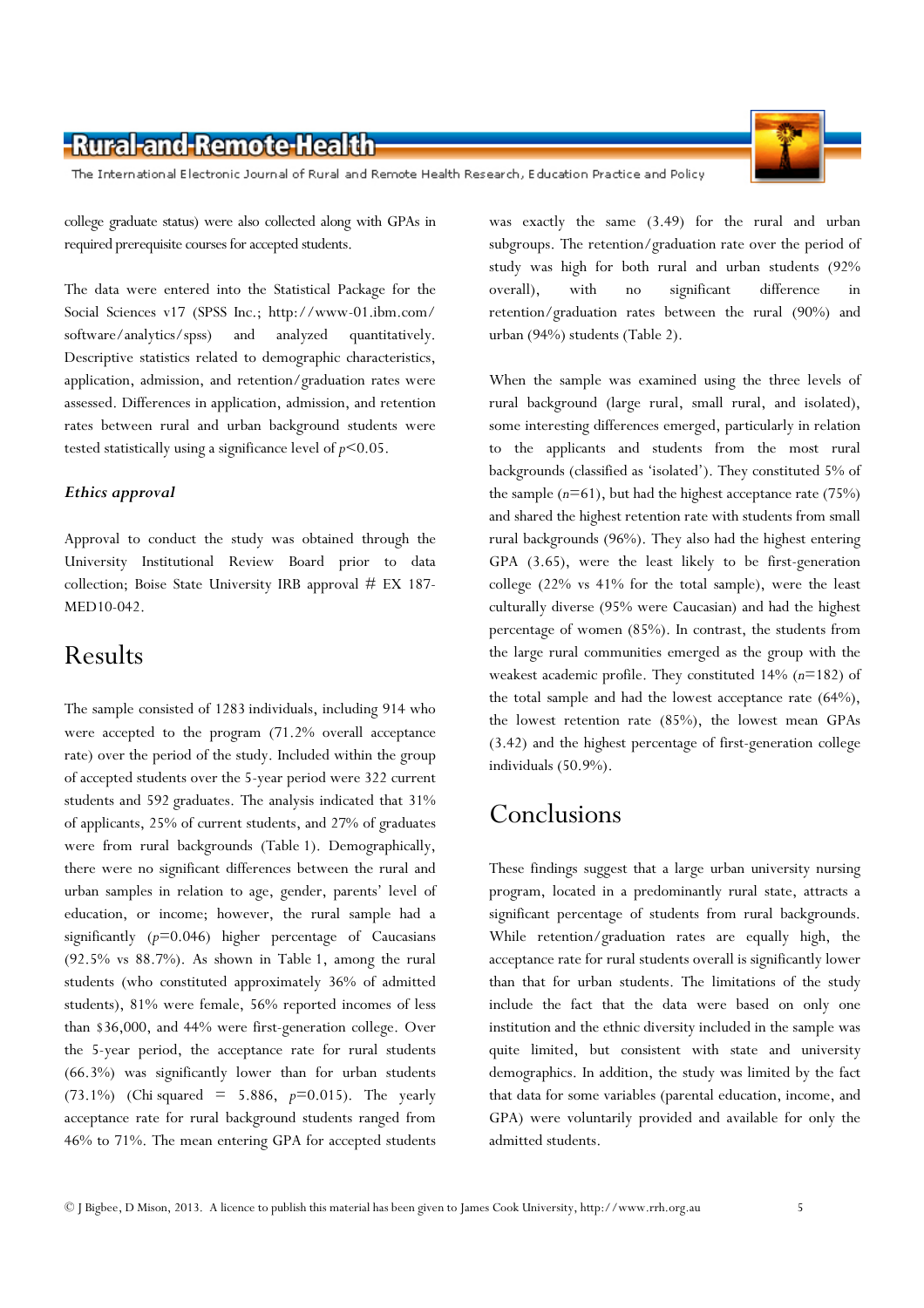college graduate status) were also collected along with GPAs in required prerequisite courses for accepted students.

The data were entered into the Statistical Package for the Social Sciences v17 (SPSS Inc.; http://www-01.ibm.com/software/analytics/spss) and analyzed quantitatively. Descriptive statistics related to demographic characteristics, application, admission, and retention/graduation rates were assessed. Differences in application, admission, and retention rates between rural and urban background students were tested statistically using a significance level of $p<0.05$.

### *Ethics approval*

Approval to conduct the study was obtained through the University Institutional Review Board prior to data collection; Boise State University IRB approval # EX 187-MED10-042.

## Results

The sample consisted of 1283 individuals, including 914 who were accepted to the program (71.2% overall acceptance rate) over the period of the study. Included within the group of accepted students over the 5-year period were 322 current students and 592 graduates. The analysis indicated that 31% of applicants, 25% of current students, and 27% of graduates were from rural backgrounds (Table 1). Demographically, there were no significant differences between the rural and urban samples in relation to age, gender, parents' level of education, or income; however, the rural sample had a significantly ($p=0.046$) higher percentage of Caucasians (92.5% vs 88.7%). As shown in Table 1, among the rural students (who constituted approximately 36% of admitted students), 81% were female, 56% reported incomes of less than \$36,000, and 44% were first-generation college. Over the 5-year period, the acceptance rate for rural students (66.3%) was significantly lower than for urban students (73.1%) (Chi squared = 5.886, $p=0.015$). The yearly acceptance rate for rural background students ranged from 46% to 71%. The mean entering GPA for accepted students was exactly the same (3.49) for the rural and urban subgroups. The retention/graduation rate over the period of study was high for both rural and urban students (92% overall), with no significant difference in retention/graduation rates between the rural (90%) and urban (94%) students (Table 2).

When the sample was examined using the three levels of rural background (large rural, small rural, and isolated), some interesting differences emerged, particularly in relation to the applicants and students from the most rural backgrounds (classified as 'isolated'). They constituted 5% of the sample ($n=61$), but had the highest acceptance rate (75%) and shared the highest retention rate with students from small rural backgrounds (96%). They also had the highest entering GPA (3.65), were the least likely to be first-generation college (22% vs 41% for the total sample), were the least culturally diverse (95% were Caucasian) and had the highest percentage of women (85%). In contrast, the students from the large rural communities emerged as the group with the weakest academic profile. They constituted 14% ($n=182$) of the total sample and had the lowest acceptance rate (64%), the lowest retention rate (85%), the lowest mean GPAs (3.42) and the highest percentage of first-generation college individuals (50.9%).

## Conclusions

These findings suggest that a large urban university nursing program, located in a predominantly rural state, attracts a significant percentage of students from rural backgrounds. While retention/graduation rates are equally high, the acceptance rate for rural students overall is significantly lower than that for urban students. The limitations of the study include the fact that the data were based on only one institution and the ethnic diversity included in the sample was quite limited, but consistent with state and university demographics. In addition, the study was limited by the fact that data for some variables (parental education, income, and GPA) were voluntarily provided and available for only the admitted students.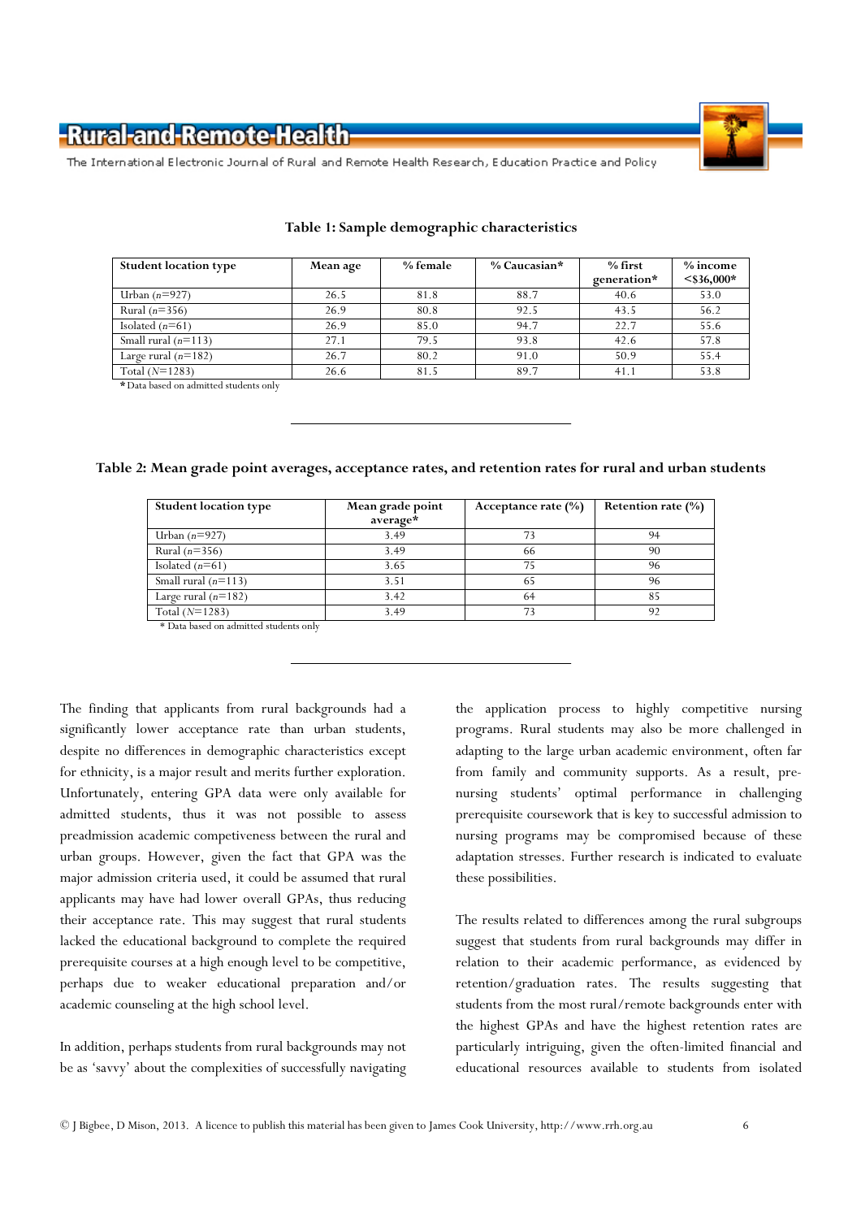**Table 1: Sample demographic characteristics**

| Student location type | Mean age | % female | % Caucasian* | % first generation* | % income <$36,000* |
|---|---|---|---|---|---|
| Urban ($n$=927) | 26.5 | 81.8 | 88.7 | 40.6 | 53.0 |
| Rural ($n$=356) | 26.9 | 80.8 | 92.5 | 43.5 | 56.2 |
| Isolated ($n$=61) | 26.9 | 85.0 | 94.7 | 22.7 | 55.6 |
| Small rural ($n$=113) | 27.1 | 79.5 | 93.8 | 42.6 | 57.8 |
| Large rural ($n$=182) | 26.7 | 80.2 | 91.0 | 50.9 | 55.4 |
| Total ($N$=1283) | 26.6 | 81.5 | 89.7 | 41.1 | 53.8 |

*Data based on admitted students only

**Table 2: Mean grade point averages, acceptance rates, and retention rates for rural and urban students**

| Student location type | Mean grade point average* | Acceptance rate (%) | Retention rate (%) |
|---|---|---|---|
| Urban ($n$=927) | 3.49 | 73 | 94 |
| Rural ($n$=356) | 3.49 | 66 | 90 |
| Isolated ($n$=61) | 3.65 | 75 | 96 |
| Small rural ($n$=113) | 3.51 | 65 | 96 |
| Large rural ($n$=182) | 3.42 | 64 | 85 |
| Total ($N$=1283) | 3.49 | 73 | 92 |

* Data based on admitted students only

The finding that applicants from rural backgrounds had a significantly lower acceptance rate than urban students, despite no differences in demographic characteristics except for ethnicity, is a major result and merits further exploration. Unfortunately, entering GPA data were only available for admitted students, thus it was not possible to assess preadmission academic competiveness between the rural and urban groups. However, given the fact that GPA was the major admission criteria used, it could be assumed that rural applicants may have had lower overall GPAs, thus reducing their acceptance rate. This may suggest that rural students lacked the educational background to complete the required prerequisite courses at a high enough level to be competitive, perhaps due to weaker educational preparation and/or academic counseling at the high school level.

In addition, perhaps students from rural backgrounds may not be as 'savvy' about the complexities of successfully navigating the application process to highly competitive nursing programs. Rural students may also be more challenged in adapting to the large urban academic environment, often far from family and community supports. As a result, pre-nursing students' optimal performance in challenging prerequisite coursework that is key to successful admission to nursing programs may be compromised because of these adaptation stresses. Further research is indicated to evaluate these possibilities.

The results related to differences among the rural subgroups suggest that students from rural backgrounds may differ in relation to their academic performance, as evidenced by retention/graduation rates. The results suggesting that students from the most rural/remote backgrounds enter with the highest GPAs and have the highest retention rates are particularly intriguing, given the often-limited financial and educational resources available to students from isolated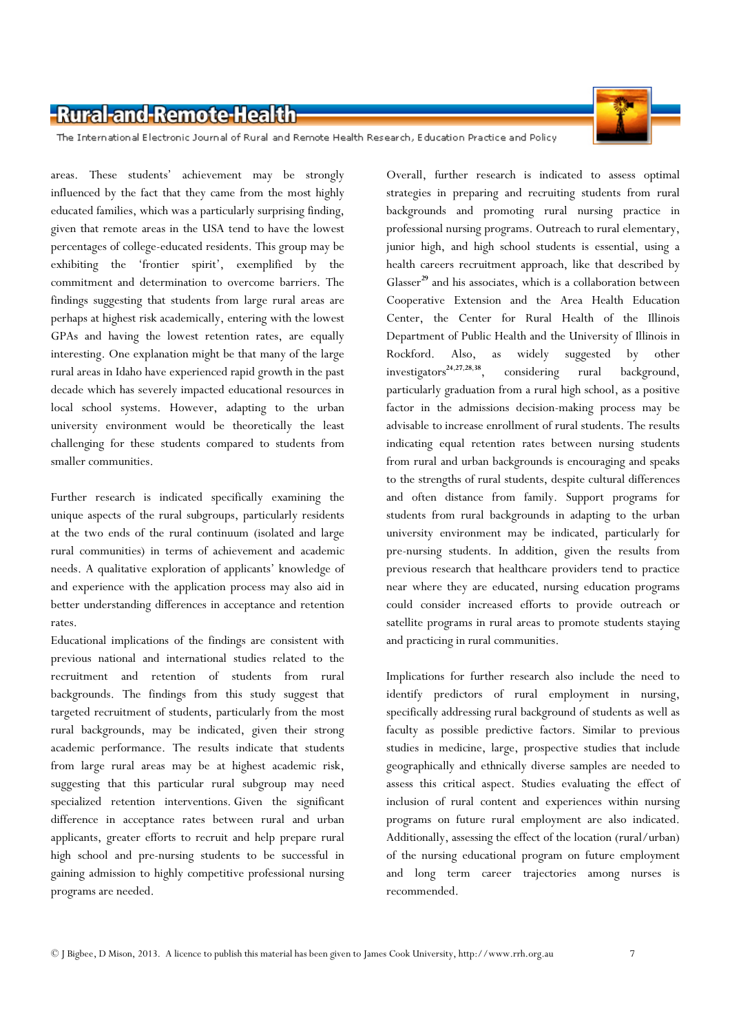areas. These students' achievement may be strongly influenced by the fact that they came from the most highly educated families, which was a particularly surprising finding, given that remote areas in the USA tend to have the lowest percentages of college-educated residents. This group may be exhibiting the 'frontier spirit', exemplified by the commitment and determination to overcome barriers. The findings suggesting that students from large rural areas are perhaps at highest risk academically, entering with the lowest GPAs and having the lowest retention rates, are equally interesting. One explanation might be that many of the large rural areas in Idaho have experienced rapid growth in the past decade which has severely impacted educational resources in local school systems. However, adapting to the urban university environment would be theoretically the least challenging for these students compared to students from smaller communities.

Further research is indicated specifically examining the unique aspects of the rural subgroups, particularly residents at the two ends of the rural continuum (isolated and large rural communities) in terms of achievement and academic needs. A qualitative exploration of applicants' knowledge of and experience with the application process may also aid in better understanding differences in acceptance and retention rates.

Educational implications of the findings are consistent with previous national and international studies related to the recruitment and retention of students from rural backgrounds. The findings from this study suggest that targeted recruitment of students, particularly from the most rural backgrounds, may be indicated, given their strong academic performance. The results indicate that students from large rural areas may be at highest academic risk, suggesting that this particular rural subgroup may need specialized retention interventions. Given the significant difference in acceptance rates between rural and urban applicants, greater efforts to recruit and help prepare rural high school and pre-nursing students to be successful in gaining admission to highly competitive professional nursing programs are needed.

Overall, further research is indicated to assess optimal strategies in preparing and recruiting students from rural backgrounds and promoting rural nursing practice in professional nursing programs. Outreach to rural elementary, junior high, and high school students is essential, using a health careers recruitment approach, like that described by Glasser[29] and his associates, which is a collaboration between Cooperative Extension and the Area Health Education Center, the Center for Rural Health of the Illinois Department of Public Health and the University of Illinois in Rockford. Also, as widely suggested by other investigators[24,27,28,38], considering rural background, particularly graduation from a rural high school, as a positive factor in the admissions decision-making process may be advisable to increase enrollment of rural students. The results indicating equal retention rates between nursing students from rural and urban backgrounds is encouraging and speaks to the strengths of rural students, despite cultural differences and often distance from family. Support programs for students from rural backgrounds in adapting to the urban university environment may be indicated, particularly for pre-nursing students. In addition, given the results from previous research that healthcare providers tend to practice near where they are educated, nursing education programs could consider increased efforts to provide outreach or satellite programs in rural areas to promote students staying and practicing in rural communities.

Implications for further research also include the need to identify predictors of rural employment in nursing, specifically addressing rural background of students as well as faculty as possible predictive factors. Similar to previous studies in medicine, large, prospective studies that include geographically and ethnically diverse samples are needed to assess this critical aspect. Studies evaluating the effect of inclusion of rural content and experiences within nursing programs on future rural employment are also indicated. Additionally, assessing the effect of the location (rural/urban) of the nursing educational program on future employment and long term career trajectories among nurses is recommended.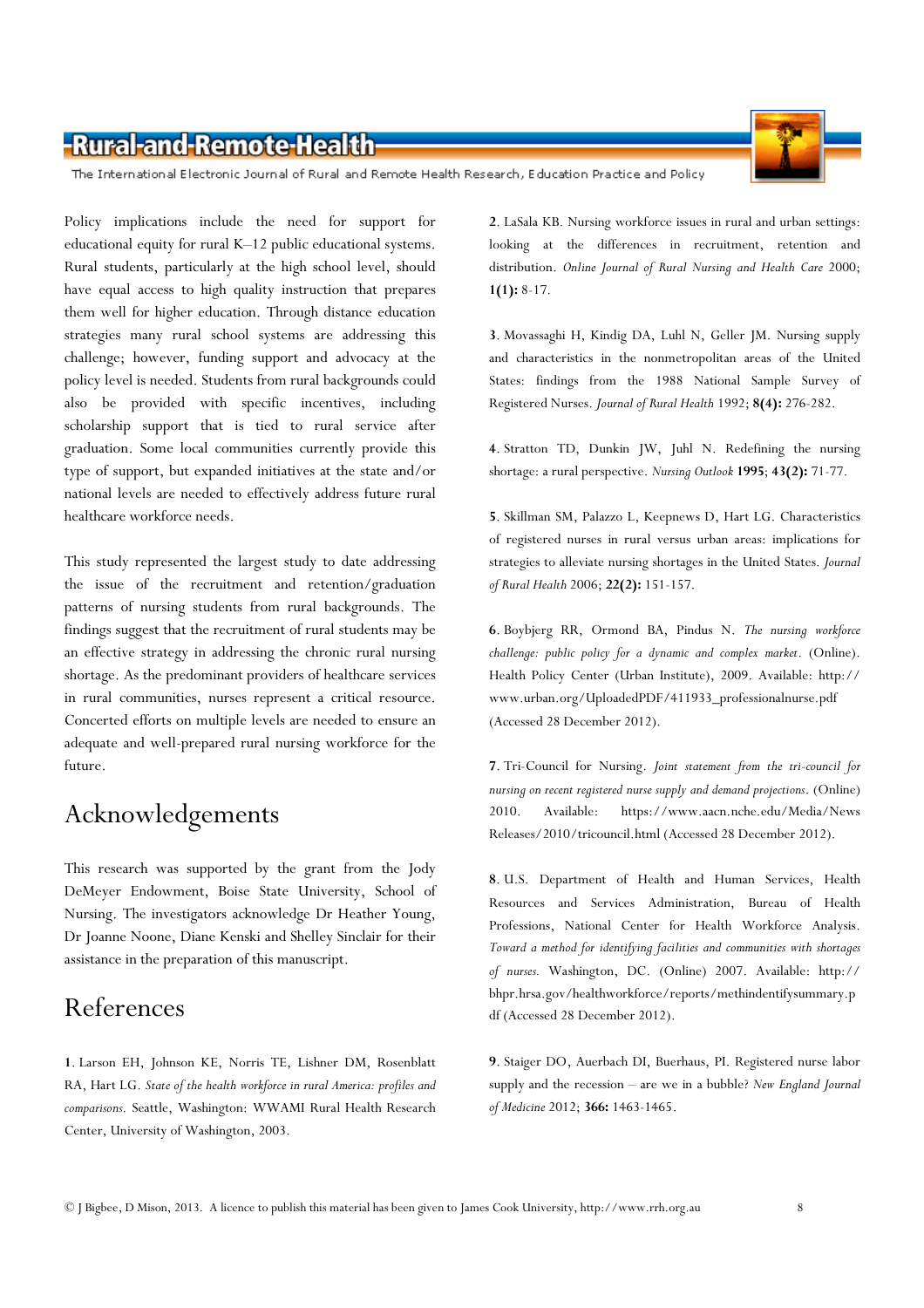Policy implications include the need for support for educational equity for rural K–12 public educational systems. Rural students, particularly at the high school level, should have equal access to high quality instruction that prepares them well for higher education. Through distance education strategies many rural school systems are addressing this challenge; however, funding support and advocacy at the policy level is needed. Students from rural backgrounds could also be provided with specific incentives, including scholarship support that is tied to rural service after graduation. Some local communities currently provide this type of support, but expanded initiatives at the state and/or national levels are needed to effectively address future rural healthcare workforce needs.

This study represented the largest study to date addressing the issue of the recruitment and retention/graduation patterns of nursing students from rural backgrounds. The findings suggest that the recruitment of rural students may be an effective strategy in addressing the chronic rural nursing shortage. As the predominant providers of healthcare services in rural communities, nurses represent a critical resource. Concerted efforts on multiple levels are needed to ensure an adequate and well-prepared rural nursing workforce for the future.

## Acknowledgements

This research was supported by the grant from the Jody DeMeyer Endowment, Boise State University, School of Nursing. The investigators acknowledge Dr Heather Young, Dr Joanne Noone, Diane Kenski and Shelley Sinclair for their assistance in the preparation of this manuscript.

## References

**1**. Larson EH, Johnson KE, Norris TE, Lishner DM, Rosenblatt RA, Hart LG. *State of the health workforce in rural America: profiles and comparisons*. Seattle, Washington: WWAMI Rural Health Research Center, University of Washington, 2003.

**2**. LaSala KB. Nursing workforce issues in rural and urban settings: looking at the differences in recruitment, retention and distribution. *Online Journal of Rural Nursing and Health Care* 2000; **1(1):** 8-17.

**3**. Movassaghi H, Kindig DA, Luhl N, Geller JM. Nursing supply and characteristics in the nonmetropolitan areas of the United States: findings from the 1988 National Sample Survey of Registered Nurses. *Journal of Rural Health* 1992; **8(4):** 276-282.

**4**. Stratton TD, Dunkin JW, Juhl N. Redefining the nursing shortage: a rural perspective. *Nursing Outlook* **1995**; **43(2):** 71-77.

**5**. Skillman SM, Palazzo L, Keepnews D, Hart LG. Characteristics of registered nurses in rural versus urban areas: implications for strategies to alleviate nursing shortages in the United States. *Journal of Rural Health* 2006; **22(2):** 151-157.

**6**. Boybjerg RR, Ormond BA, Pindus N. *The nursing workforce challenge: public policy for a dynamic and complex market*. (Online). Health Policy Center (Urban Institute), 2009. Available: http://www.urban.org/UploadedPDF/411933_professionalnurse.pdf (Accessed 28 December 2012).

**7**. Tri-Council for Nursing. *Joint statement from the tri-council for nursing on recent registered nurse supply and demand projections*. (Online) 2010. Available: https://www.aacn.nche.edu/Media/News Releases/2010/tricouncil.html (Accessed 28 December 2012).

**8**. U.S. Department of Health and Human Services, Health Resources and Services Administration, Bureau of Health Professions, National Center for Health Workforce Analysis. *Toward a method for identifying facilities and communities with shortages of nurses.* Washington, DC. (Online) 2007. Available: http://bhpr.hrsa.gov/healthworkforce/reports/methindentifysummary.pdf (Accessed 28 December 2012).

**9**. Staiger DO, Auerbach DI, Buerhaus, PI. Registered nurse labor supply and the recession – are we in a bubble? *New England Journal of Medicine* 2012; **366:** 1463-1465.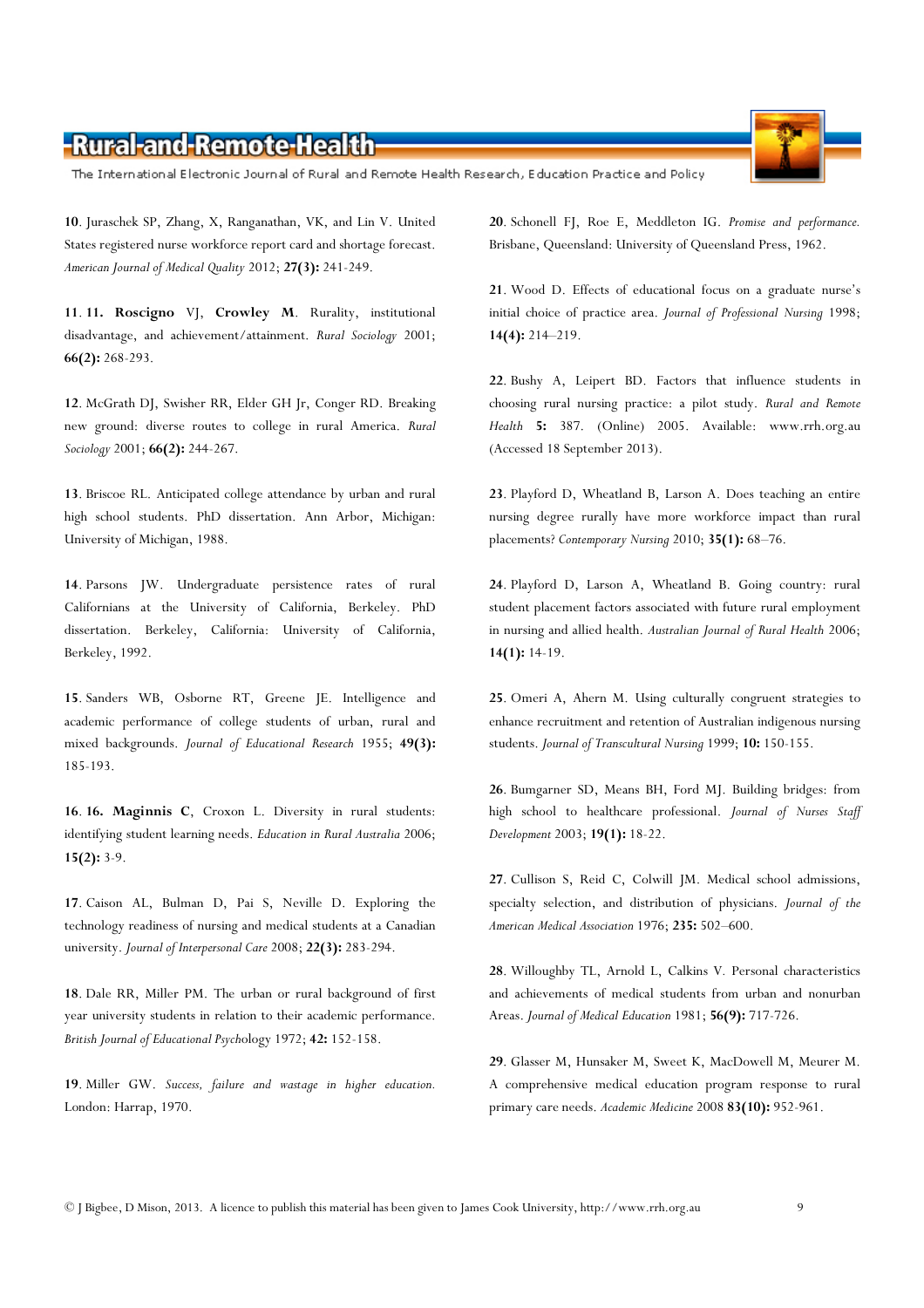**10**. Juraschek SP, Zhang, X, Ranganathan, VK, and Lin V. United States registered nurse workforce report card and shortage forecast. *American Journal of Medical Quality* 2012; **27(3):** 241-249.

**11**. **11. Roscigno** VJ, **Crowley M**. Rurality, institutional disadvantage, and achievement/attainment. *Rural Sociology* 2001; **66(2):** 268-293.

**12**. McGrath DJ, Swisher RR, Elder GH Jr, Conger RD. Breaking new ground: diverse routes to college in rural America. *Rural Sociology* 2001; **66(2):** 244-267.

**13**. Briscoe RL. Anticipated college attendance by urban and rural high school students. PhD dissertation. Ann Arbor, Michigan: University of Michigan, 1988.

**14**. Parsons JW. Undergraduate persistence rates of rural Californians at the University of California, Berkeley. PhD dissertation. Berkeley, California: University of California, Berkeley, 1992.

**15**. Sanders WB, Osborne RT, Greene JE. Intelligence and academic performance of college students of urban, rural and mixed backgrounds. *Journal of Educational Research* 1955; **49(3):** 185-193.

**16**. **16. Maginnis C**, Croxon L. Diversity in rural students: identifying student learning needs. *Education in Rural Australia* 2006; **15(2):** 3-9.

**17**. Caison AL, Bulman D, Pai S, Neville D. Exploring the technology readiness of nursing and medical students at a Canadian university. *Journal of Interpersonal Care* 2008; **22(3):** 283-294.

**18**. Dale RR, Miller PM. The urban or rural background of first year university students in relation to their academic performance. *British Journal of Educational Psych*ology 1972; **42:** 152-158.

**19**. Miller GW. *Success, failure and wastage in higher education.* London: Harrap, 1970.

**20**. Schonell FJ, Roe E, Meddleton IG. *Promise and performance.* Brisbane, Queensland: University of Queensland Press, 1962.

**21**. Wood D. Effects of educational focus on a graduate nurse's initial choice of practice area. *Journal of Professional Nursing* 1998; **14(4):** 214–219.

**22**. Bushy A, Leipert BD. Factors that influence students in choosing rural nursing practice: a pilot study. *Rural and Remote Health* **5:** 387. (Online) 2005. Available: www.rrh.org.au (Accessed 18 September 2013).

**23**. Playford D, Wheatland B, Larson A. Does teaching an entire nursing degree rurally have more workforce impact than rural placements? *Contemporary Nursing* 2010; **35(1):** 68–76.

**24**. Playford D, Larson A, Wheatland B. Going country: rural student placement factors associated with future rural employment in nursing and allied health. *Australian Journal of Rural Health* 2006; **14(1):** 14-19.

**25**. Omeri A, Ahern M. Using culturally congruent strategies to enhance recruitment and retention of Australian indigenous nursing students. *Journal of Transcultural Nursing* 1999; **10:** 150-155.

**26**. Bumgarner SD, Means BH, Ford MJ. Building bridges: from high school to healthcare professional. *Journal of Nurses Staff Development* 2003; **19(1):** 18-22.

**27**. Cullison S, Reid C, Colwill JM. Medical school admissions, specialty selection, and distribution of physicians. *Journal of the American Medical Association* 1976; **235:** 502–600.

**28**. Willoughby TL, Arnold L, Calkins V. Personal characteristics and achievements of medical students from urban and nonurban Areas. *Journal of Medical Education* 1981; **56(9):** 717-726.

**29**. Glasser M, Hunsaker M, Sweet K, MacDowell M, Meurer M. A comprehensive medical education program response to rural primary care needs. *Academic Medicine* 2008 **83(10):** 952-961.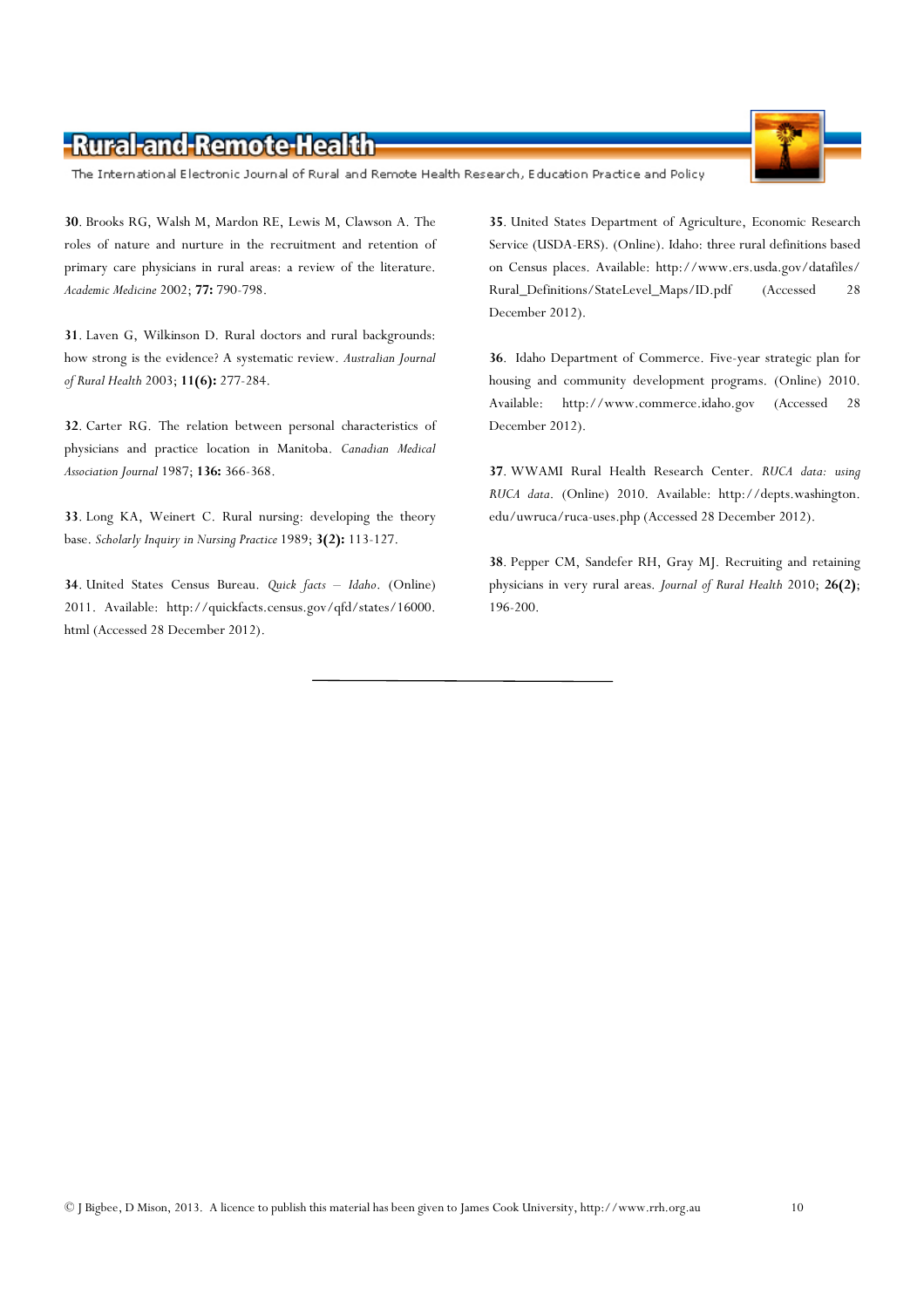**30**. Brooks RG, Walsh M, Mardon RE, Lewis M, Clawson A. The roles of nature and nurture in the recruitment and retention of primary care physicians in rural areas: a review of the literature. *Academic Medicine* 2002; **77:** 790-798.

**31**. Laven G, Wilkinson D. Rural doctors and rural backgrounds: how strong is the evidence? A systematic review. *Australian Journal of Rural Health* 2003; **11(6):** 277-284.

**32**. Carter RG. The relation between personal characteristics of physicians and practice location in Manitoba. *Canadian Medical Association Journal* 1987; **136:** 366-368.

**33**. Long KA, Weinert C. Rural nursing: developing the theory base. *Scholarly Inquiry in Nursing Practice* 1989; **3(2):** 113-127.

**34**. United States Census Bureau. *Quick facts – Idaho*. (Online) 2011. Available: http://quickfacts.census.gov/qfd/states/16000.html (Accessed 28 December 2012).

**35**. United States Department of Agriculture, Economic Research Service (USDA-ERS). (Online). Idaho: three rural definitions based on Census places. Available: http://www.ers.usda.gov/datafiles/Rural_Definitions/StateLevel_Maps/ID.pdf (Accessed 28 December 2012).

**36**. Idaho Department of Commerce. Five-year strategic plan for housing and community development programs. (Online) 2010. Available: http://www.commerce.idaho.gov (Accessed 28 December 2012).

**37**. WWAMI Rural Health Research Center. *RUCA data: using RUCA data*. (Online) 2010. Available: http://depts.washington.edu/uwruca/ruca-uses.php (Accessed 28 December 2012).

**38**. Pepper CM, Sandefer RH, Gray MJ. Recruiting and retaining physicians in very rural areas. *Journal of Rural Health* 2010; **26(2)**; 196-200.